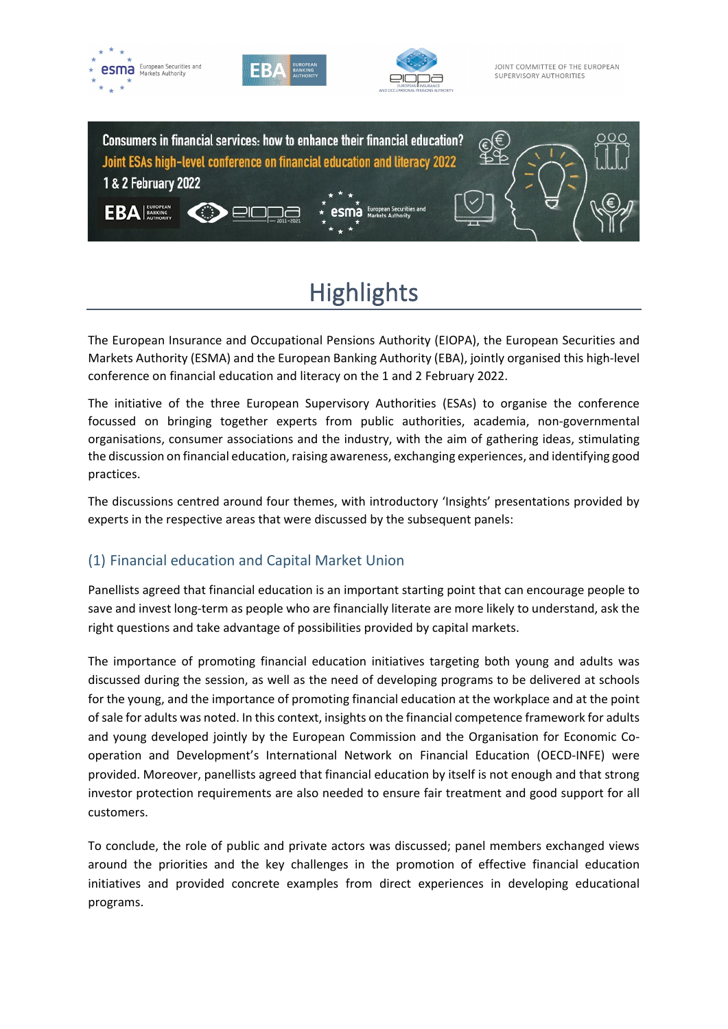JOINT COMMITTEE OF THE EUROPEAN SUPERVISORY AUTHORITIES

**Consumers in financial services: how to enhance their financial education?**
**Joint ESAs high-level conference on financial education and literacy 2022**
**1 & 2 February 2022**

# Highlights

The European Insurance and Occupational Pensions Authority (EIOPA), the European Securities and Markets Authority (ESMA) and the European Banking Authority (EBA), jointly organised this high-level conference on financial education and literacy on the 1 and 2 February 2022.

The initiative of the three European Supervisory Authorities (ESAs) to organise the conference focussed on bringing together experts from public authorities, academia, non-governmental organisations, consumer associations and the industry, with the aim of gathering ideas, stimulating the discussion on financial education, raising awareness, exchanging experiences, and identifying good practices.

The discussions centred around four themes, with introductory 'Insights' presentations provided by experts in the respective areas that were discussed by the subsequent panels:

## (1) Financial education and Capital Market Union

Panellists agreed that financial education is an important starting point that can encourage people to save and invest long-term as people who are financially literate are more likely to understand, ask the right questions and take advantage of possibilities provided by capital markets.

The importance of promoting financial education initiatives targeting both young and adults was discussed during the session, as well as the need of developing programs to be delivered at schools for the young, and the importance of promoting financial education at the workplace and at the point of sale for adults was noted. In this context, insights on the financial competence framework for adults and young developed jointly by the European Commission and the Organisation for Economic Co-operation and Development's International Network on Financial Education (OECD-INFE) were provided. Moreover, panellists agreed that financial education by itself is not enough and that strong investor protection requirements are also needed to ensure fair treatment and good support for all customers.

To conclude, the role of public and private actors was discussed; panel members exchanged views around the priorities and the key challenges in the promotion of effective financial education initiatives and provided concrete examples from direct experiences in developing educational programs.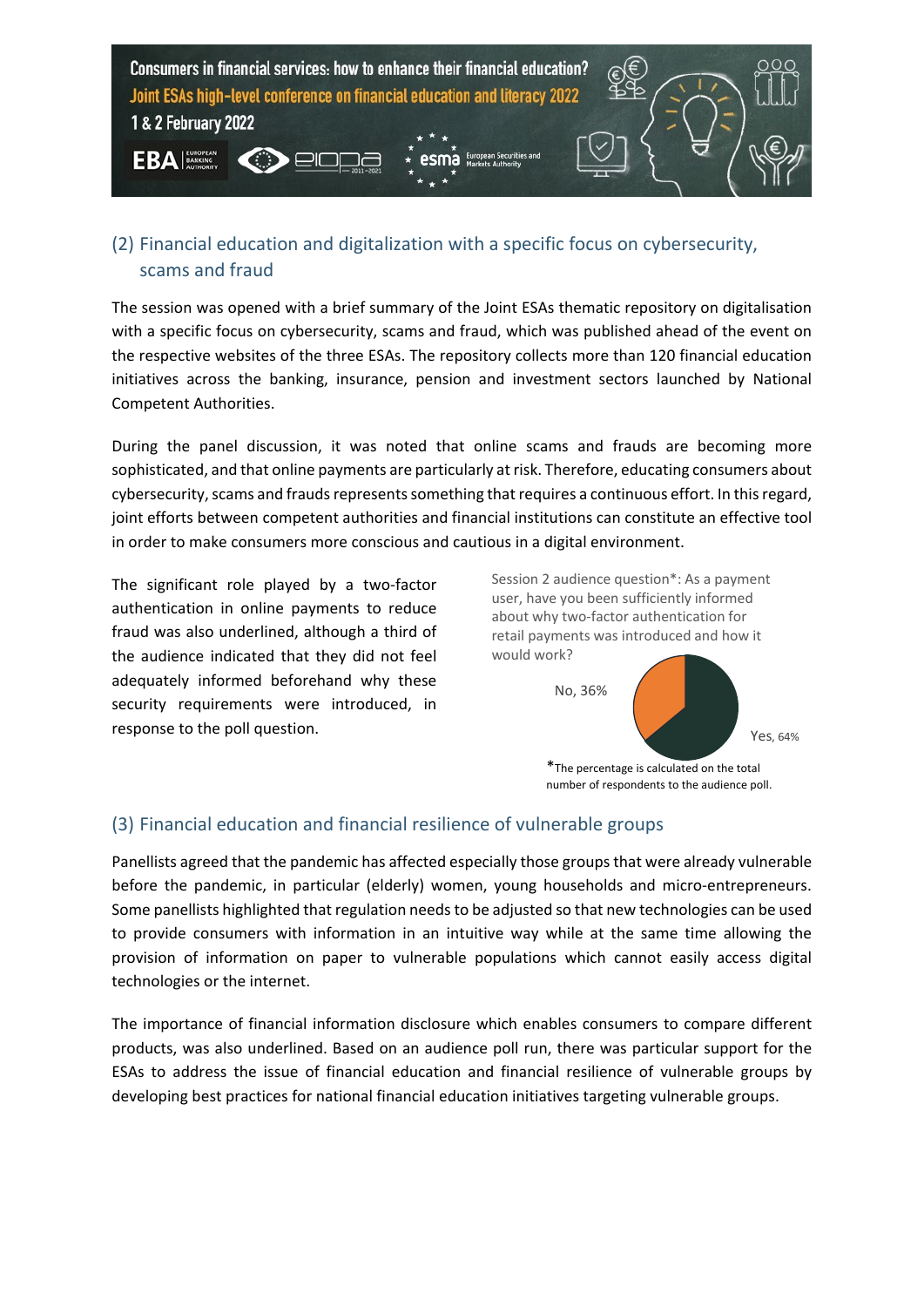## (2) Financial education and digitalization with a specific focus on cybersecurity, scams and fraud

The session was opened with a brief summary of the Joint ESAs thematic repository on digitalisation with a specific focus on cybersecurity, scams and fraud, which was published ahead of the event on the respective websites of the three ESAs. The repository collects more than 120 financial education initiatives across the banking, insurance, pension and investment sectors launched by National Competent Authorities.

During the panel discussion, it was noted that online scams and frauds are becoming more sophisticated, and that online payments are particularly at risk. Therefore, educating consumers about cybersecurity, scams and frauds represents something that requires a continuous effort. In this regard, joint efforts between competent authorities and financial institutions can constitute an effective tool in order to make consumers more conscious and cautious in a digital environment.

The significant role played by a two-factor authentication in online payments to reduce fraud was also underlined, although a third of the audience indicated that they did not feel adequately informed beforehand why these security requirements were introduced, in response to the poll question.

Session 2 audience question*: As a payment user, have you been sufficiently informed about why two-factor authentication for retail payments was introduced and how it would work?

No, 36%

Yes, 64%

*The percentage is calculated on the total number of respondents to the audience poll.

## (3) Financial education and financial resilience of vulnerable groups

Panellists agreed that the pandemic has affected especially those groups that were already vulnerable before the pandemic, in particular (elderly) women, young households and micro-entrepreneurs. Some panellists highlighted that regulation needs to be adjusted so that new technologies can be used to provide consumers with information in an intuitive way while at the same time allowing the provision of information on paper to vulnerable populations which cannot easily access digital technologies or the internet.

The importance of financial information disclosure which enables consumers to compare different products, was also underlined. Based on an audience poll run, there was particular support for the ESAs to address the issue of financial education and financial resilience of vulnerable groups by developing best practices for national financial education initiatives targeting vulnerable groups.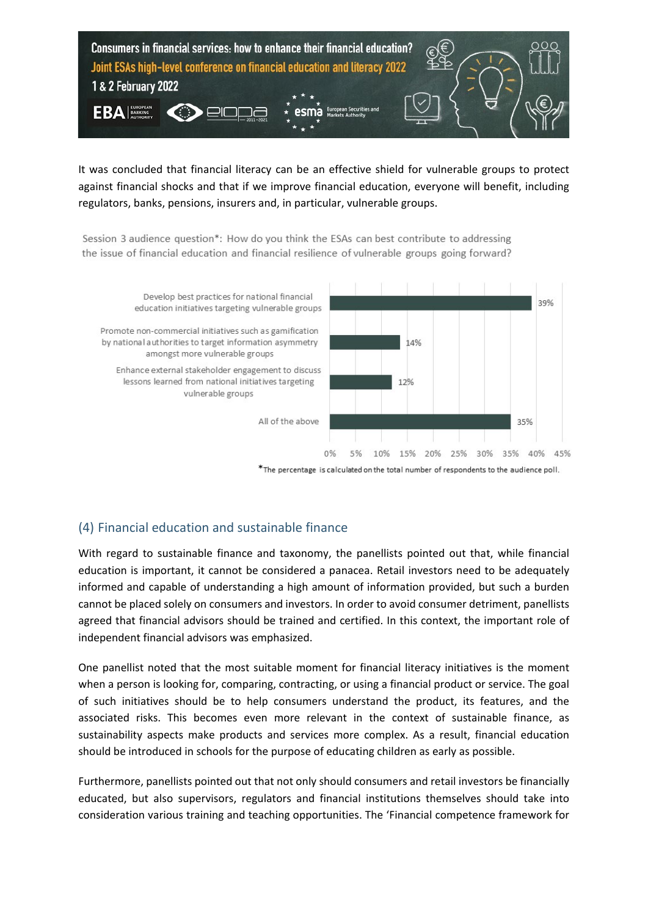It was concluded that financial literacy can be an effective shield for vulnerable groups to protect against financial shocks and that if we improve financial education, everyone will benefit, including regulators, banks, pensions, insurers and, in particular, vulnerable groups.

Session 3 audience question*: How do you think the ESAs can best contribute to addressing the issue of financial education and financial resilience of vulnerable groups going forward?

| Response | Share |
| --- | --- |
| Develop best practices for national financial education initiatives targeting vulnerable groups | 39% |
| Promote non-commercial initiatives such as gamification by national authorities to target information asymmetry amongst more vulnerable groups | 14% |
| Enhance external stakeholder engagement to discuss lessons learned from national initiatives targeting vulnerable groups | 12% |
| All of the above | 35% |

*The percentage is calculated on the total number of respondents to the audience poll.

## (4) Financial education and sustainable finance

With regard to sustainable finance and taxonomy, the panellists pointed out that, while financial education is important, it cannot be considered a panacea. Retail investors need to be adequately informed and capable of understanding a high amount of information provided, but such a burden cannot be placed solely on consumers and investors. In order to avoid consumer detriment, panellists agreed that financial advisors should be trained and certified. In this context, the important role of independent financial advisors was emphasized.

One panellist noted that the most suitable moment for financial literacy initiatives is the moment when a person is looking for, comparing, contracting, or using a financial product or service. The goal of such initiatives should be to help consumers understand the product, its features, and the associated risks. This becomes even more relevant in the context of sustainable finance, as sustainability aspects make products and services more complex. As a result, financial education should be introduced in schools for the purpose of educating children as early as possible.

Furthermore, panellists pointed out that not only should consumers and retail investors be financially educated, but also supervisors, regulators and financial institutions themselves should take into consideration various training and teaching opportunities. The 'Financial competence framework for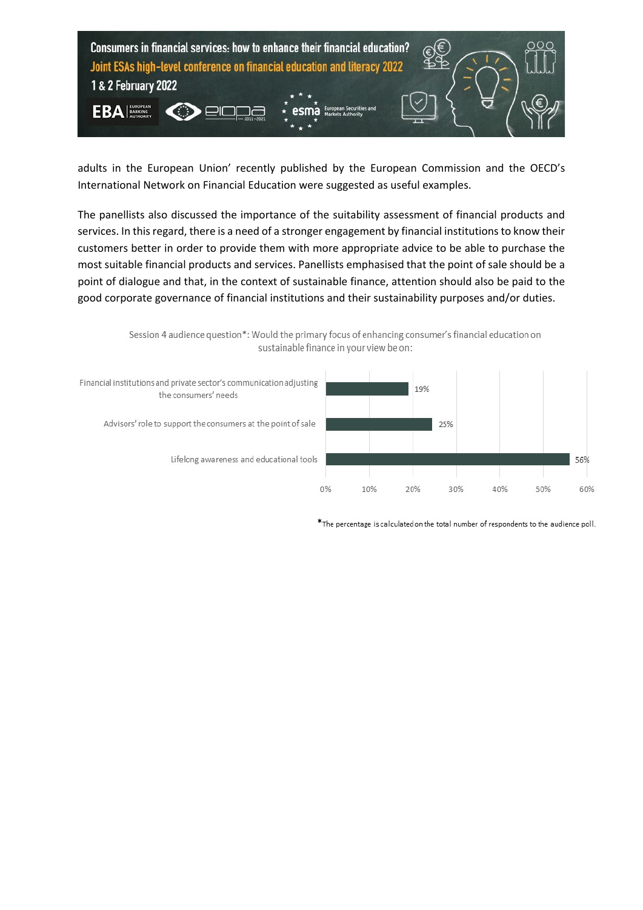adults in the European Union' recently published by the European Commission and the OECD's International Network on Financial Education were suggested as useful examples.

The panellists also discussed the importance of the suitability assessment of financial products and services. In this regard, there is a need of a stronger engagement by financial institutions to know their customers better in order to provide them with more appropriate advice to be able to purchase the most suitable financial products and services. Panellists emphasised that the point of sale should be a point of dialogue and that, in the context of sustainable finance, attention should also be paid to the good corporate governance of financial institutions and their sustainability purposes and/or duties.

Session 4 audience question*: Would the primary focus of enhancing consumer's financial education on sustainable finance in your view be on:

Financial institutions and private sector's communication adjusting the consumers' needs 19%

Advisors' role to support the consumers at the point of sale 25%

Lifelong awareness and educational tools 56%

0% 10% 20% 30% 40% 50% 60%

*The percentage is calculated on the total number of respondents to the audience poll.